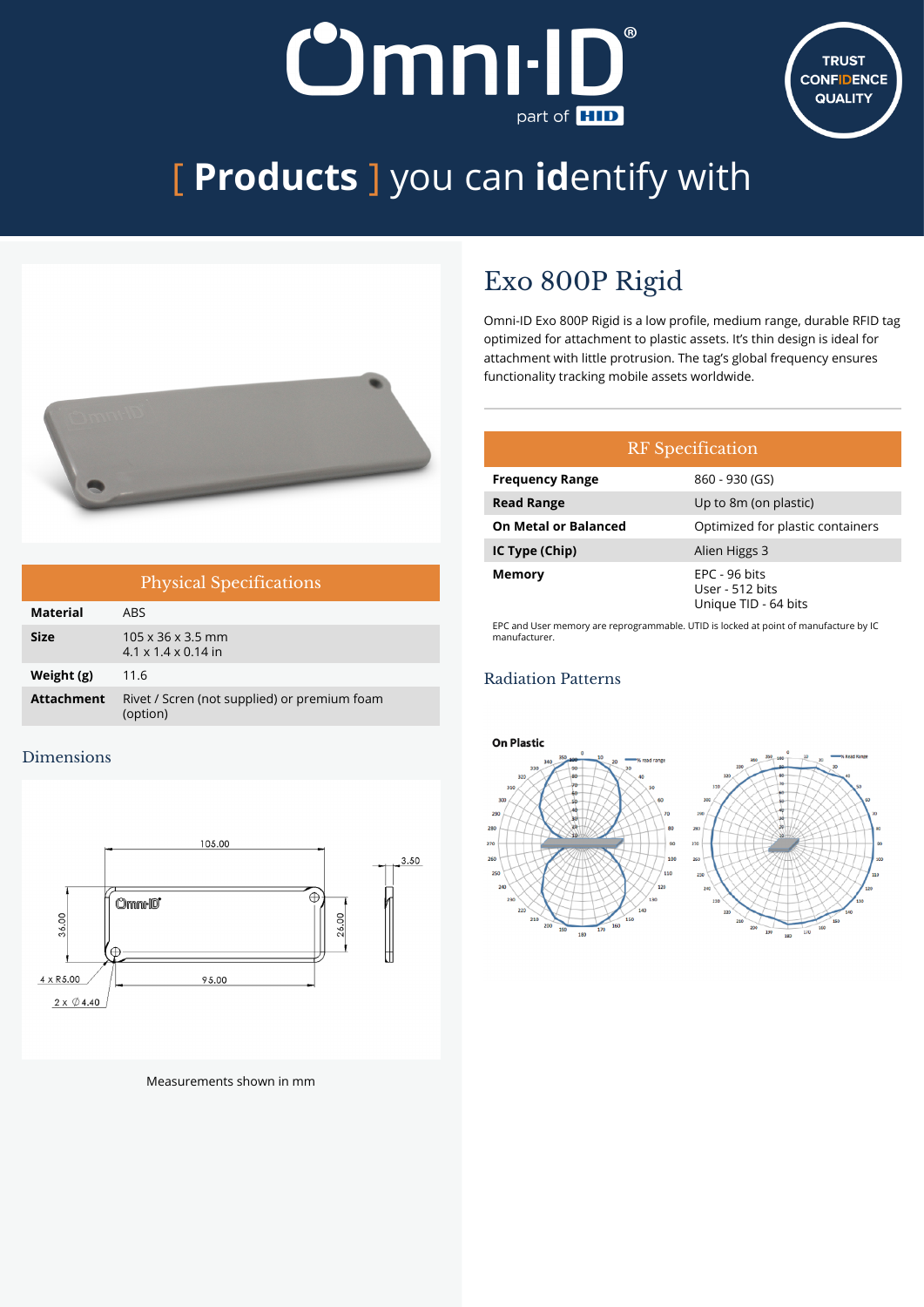# [ Products ] you can identify with

## Exo 800P Rigid

Omni-ID Exo 800P Rigid is a low profile, medium range, durable RFID tag optimized for attachment to plastic assets. It's thin design is ideal for attachment with little protrusion. The tag's global frequency ensures functionality tracking mobile assets worldwide.

### RF Specification

| RF Specification | |
|---|---|
| **Frequency Range** | 860 - 930 (GS) |
| **Read Range** | Up to 8m (on plastic) |
| **On Metal or Balanced** | Optimized for plastic containers |
| **IC Type (Chip)** | Alien Higgs 3 |
| **Memory** | EPC - 96 bits<br>User - 512 bits<br>Unique TID - 64 bits |

EPC and User memory are reprogrammable. UTID is locked at point of manufacture by IC manufacturer.

### Radiation Patterns

On Plastic

### Physical Specifications

| Physical Specifications | |
|---|---|
| **Material** | ABS |
| **Size** | 105 x 36 x 3.5 mm<br>4.1 x 1.4 x 0.14 in |
| **Weight (g)** | 11.6 |
| **Attachment** | Rivet / Scren (not supplied) or premium foam (option) |

### Dimensions

Measurements shown in mm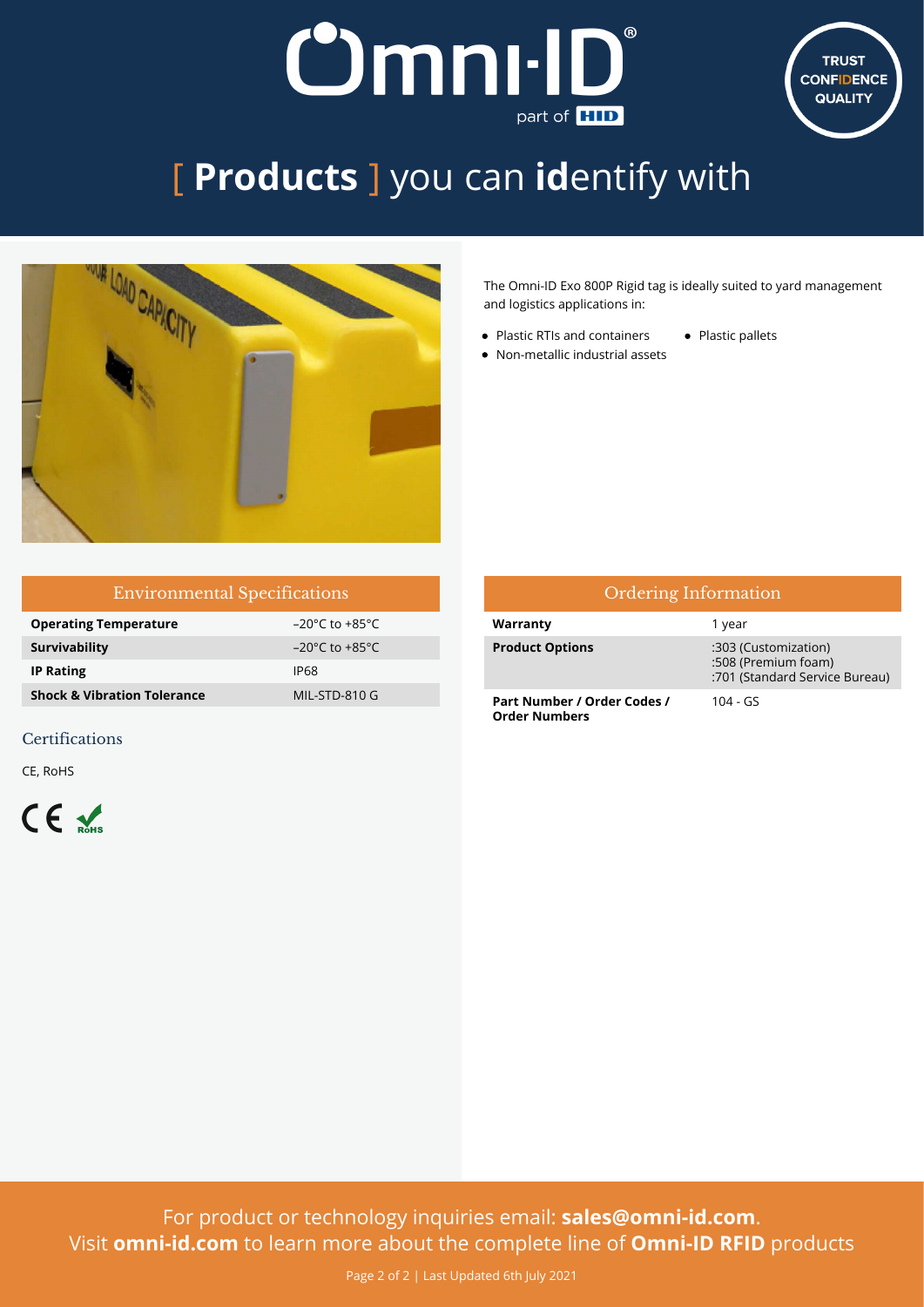# [ **Products** ] you can **id**entify with

The Omni-ID Exo 800P Rigid tag is ideally suited to yard management and logistics applications in:

- Plastic RTIs and containers
- Plastic pallets
- Non-metallic industrial assets

## Environmental Specifications

| | |
|---|---|
| **Operating Temperature** | –20°C to +85°C |
| **Survivability** | –20°C to +85°C |
| **IP Rating** | IP68 |
| **Shock & Vibration Tolerance** | MIL-STD-810 G |

## Certifications

CE, RoHS

## Ordering Information

| | |
|---|---|
| **Warranty** | 1 year |
| **Product Options** | :303 (Customization)<br>:508 (Premium foam)<br>:701 (Standard Service Bureau) |
| **Part Number / Order Codes / Order Numbers** | 104 - GS |

For product or technology inquiries email: **sales@omni-id.com**.
Visit **omni-id.com** to learn more about the complete line of **Omni-ID RFID** products

Last Updated 6th July 2021